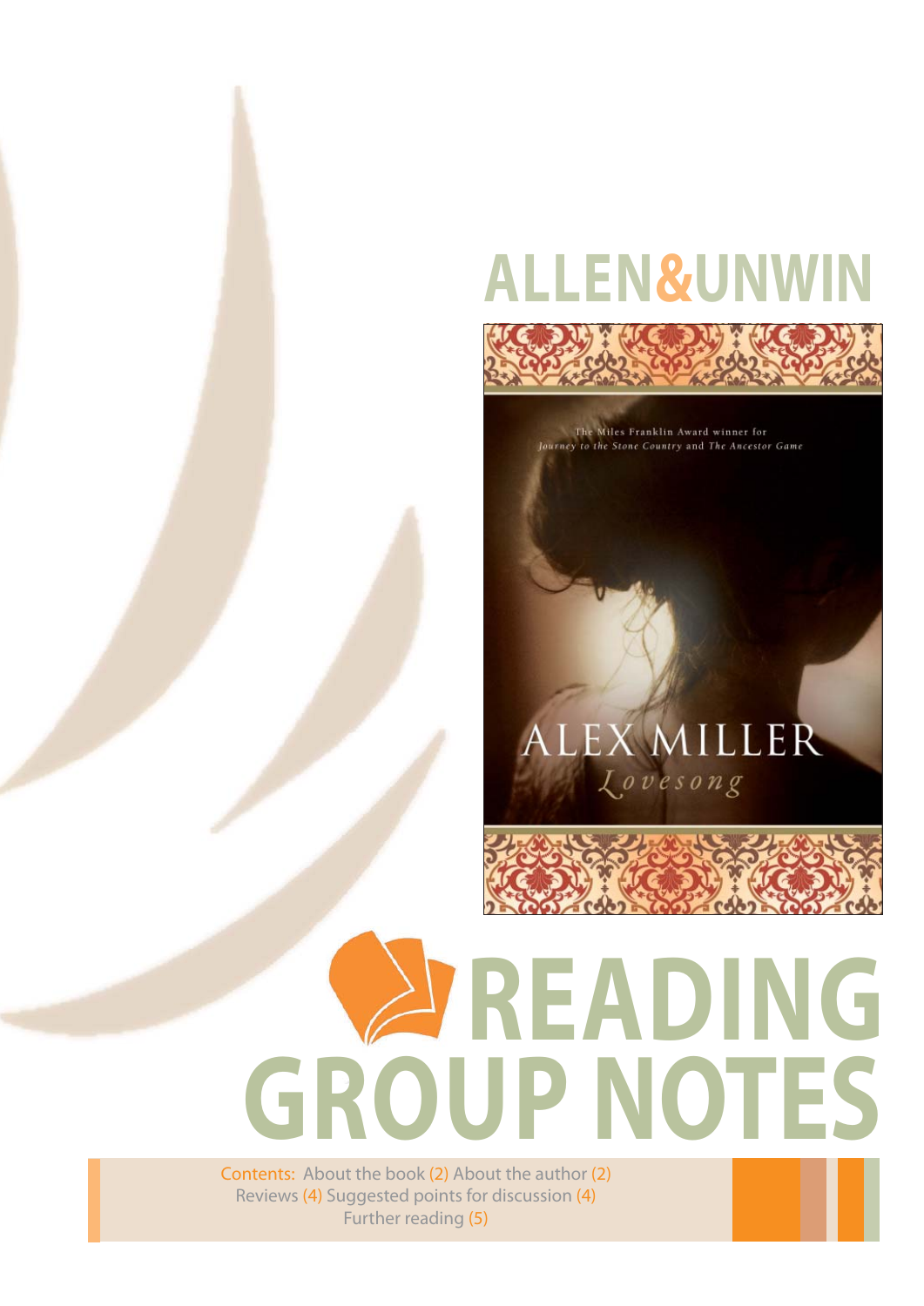ALLEN&UNWIN

The Miles Franklin Award winner for *Journey to the Stone Country* and *The Ancestor Game*

ALEX MILLER

*Lovesong*

# READING GROUP NOTES

Contents: About the book (2) About the author (2) Reviews (4) Suggested points for discussion (4) Further reading (5)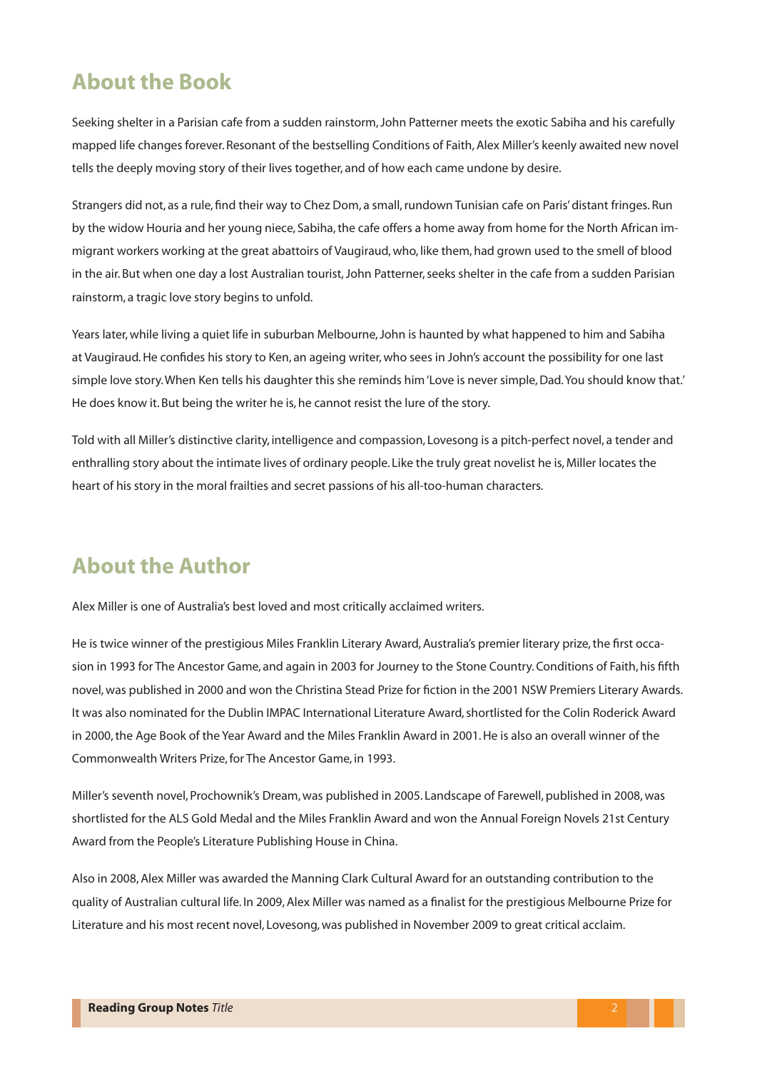## About the Book

Seeking shelter in a Parisian cafe from a sudden rainstorm, John Patterner meets the exotic Sabiha and his carefully mapped life changes forever. Resonant of the bestselling Conditions of Faith, Alex Miller's keenly awaited new novel tells the deeply moving story of their lives together, and of how each came undone by desire.

Strangers did not, as a rule, find their way to Chez Dom, a small, rundown Tunisian cafe on Paris' distant fringes. Run by the widow Houria and her young niece, Sabiha, the cafe offers a home away from home for the North African immigrant workers working at the great abattoirs of Vaugiraud, who, like them, had grown used to the smell of blood in the air. But when one day a lost Australian tourist, John Patterner, seeks shelter in the cafe from a sudden Parisian rainstorm, a tragic love story begins to unfold.

Years later, while living a quiet life in suburban Melbourne, John is haunted by what happened to him and Sabiha at Vaugiraud. He confides his story to Ken, an ageing writer, who sees in John's account the possibility for one last simple love story. When Ken tells his daughter this she reminds him 'Love is never simple, Dad. You should know that.' He does know it. But being the writer he is, he cannot resist the lure of the story.

Told with all Miller's distinctive clarity, intelligence and compassion, Lovesong is a pitch-perfect novel, a tender and enthralling story about the intimate lives of ordinary people. Like the truly great novelist he is, Miller locates the heart of his story in the moral frailties and secret passions of his all-too-human characters.

## About the Author

Alex Miller is one of Australia's best loved and most critically acclaimed writers.

He is twice winner of the prestigious Miles Franklin Literary Award, Australia's premier literary prize, the first occasion in 1993 for The Ancestor Game, and again in 2003 for Journey to the Stone Country. Conditions of Faith, his fifth novel, was published in 2000 and won the Christina Stead Prize for fiction in the 2001 NSW Premiers Literary Awards. It was also nominated for the Dublin IMPAC International Literature Award, shortlisted for the Colin Roderick Award in 2000, the Age Book of the Year Award and the Miles Franklin Award in 2001. He is also an overall winner of the Commonwealth Writers Prize, for The Ancestor Game, in 1993.

Miller's seventh novel, Prochownik's Dream, was published in 2005. Landscape of Farewell, published in 2008, was shortlisted for the ALS Gold Medal and the Miles Franklin Award and won the Annual Foreign Novels 21st Century Award from the People's Literature Publishing House in China.

Also in 2008, Alex Miller was awarded the Manning Clark Cultural Award for an outstanding contribution to the quality of Australian cultural life. In 2009, Alex Miller was named as a finalist for the prestigious Melbourne Prize for Literature and his most recent novel, Lovesong, was published in November 2009 to great critical acclaim.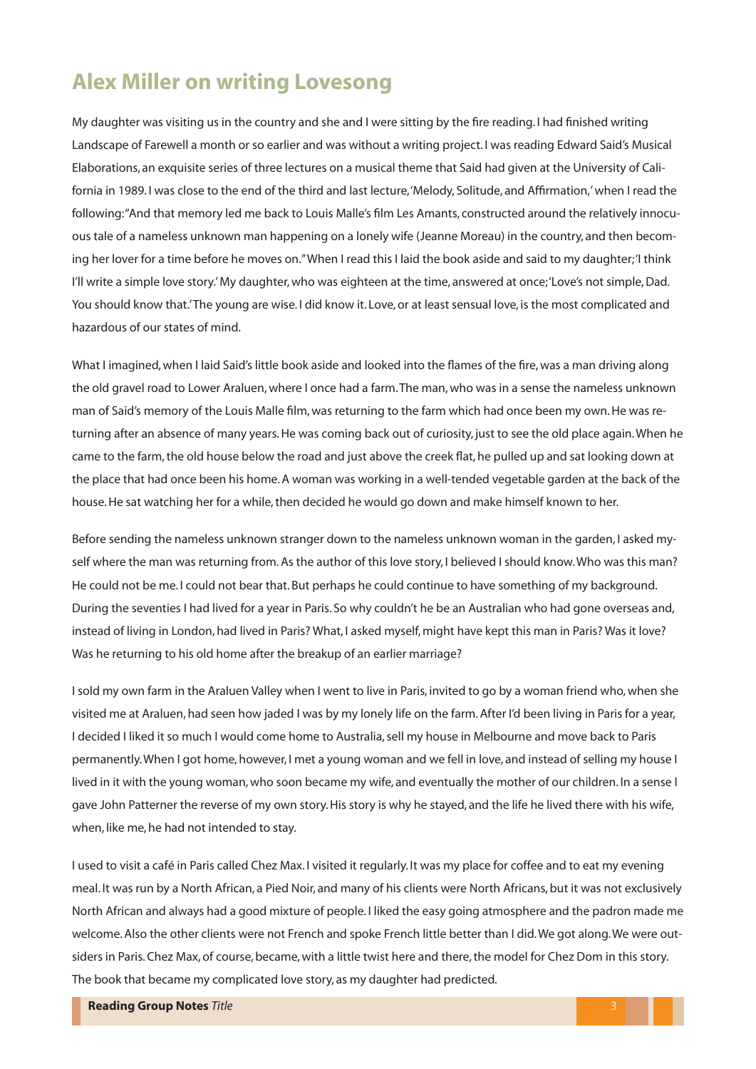## Alex Miller on writing Lovesong

My daughter was visiting us in the country and she and I were sitting by the fire reading. I had finished writing Landscape of Farewell a month or so earlier and was without a writing project. I was reading Edward Said's Musical Elaborations, an exquisite series of three lectures on a musical theme that Said had given at the University of California in 1989. I was close to the end of the third and last lecture, 'Melody, Solitude, and Affirmation,' when I read the following: "And that memory led me back to Louis Malle's film Les Amants, constructed around the relatively innocuous tale of a nameless unknown man happening on a lonely wife (Jeanne Moreau) in the country, and then becoming her lover for a time before he moves on." When I read this I laid the book aside and said to my daughter; 'I think I'll write a simple love story.' My daughter, who was eighteen at the time, answered at once; 'Love's not simple, Dad. You should know that.' The young are wise. I did know it. Love, or at least sensual love, is the most complicated and hazardous of our states of mind.

What I imagined, when I laid Said's little book aside and looked into the flames of the fire, was a man driving along the old gravel road to Lower Araluen, where I once had a farm. The man, who was in a sense the nameless unknown man of Said's memory of the Louis Malle film, was returning to the farm which had once been my own. He was returning after an absence of many years. He was coming back out of curiosity, just to see the old place again. When he came to the farm, the old house below the road and just above the creek flat, he pulled up and sat looking down at the place that had once been his home. A woman was working in a well-tended vegetable garden at the back of the house. He sat watching her for a while, then decided he would go down and make himself known to her.

Before sending the nameless unknown stranger down to the nameless unknown woman in the garden, I asked myself where the man was returning from. As the author of this love story, I believed I should know. Who was this man? He could not be me. I could not bear that. But perhaps he could continue to have something of my background. During the seventies I had lived for a year in Paris. So why couldn't he be an Australian who had gone overseas and, instead of living in London, had lived in Paris? What, I asked myself, might have kept this man in Paris? Was it love? Was he returning to his old home after the breakup of an earlier marriage?

I sold my own farm in the Araluen Valley when I went to live in Paris, invited to go by a woman friend who, when she visited me at Araluen, had seen how jaded I was by my lonely life on the farm. After I'd been living in Paris for a year, I decided I liked it so much I would come home to Australia, sell my house in Melbourne and move back to Paris permanently. When I got home, however, I met a young woman and we fell in love, and instead of selling my house I lived in it with the young woman, who soon became my wife, and eventually the mother of our children. In a sense I gave John Patterner the reverse of my own story. His story is why he stayed, and the life he lived there with his wife, when, like me, he had not intended to stay.

I used to visit a café in Paris called Chez Max. I visited it regularly. It was my place for coffee and to eat my evening meal. It was run by a North African, a Pied Noir, and many of his clients were North Africans, but it was not exclusively North African and always had a good mixture of people. I liked the easy going atmosphere and the padron made me welcome. Also the other clients were not French and spoke French little better than I did. We got along. We were outsiders in Paris. Chez Max, of course, became, with a little twist here and there, the model for Chez Dom in this story. The book that became my complicated love story, as my daughter had predicted.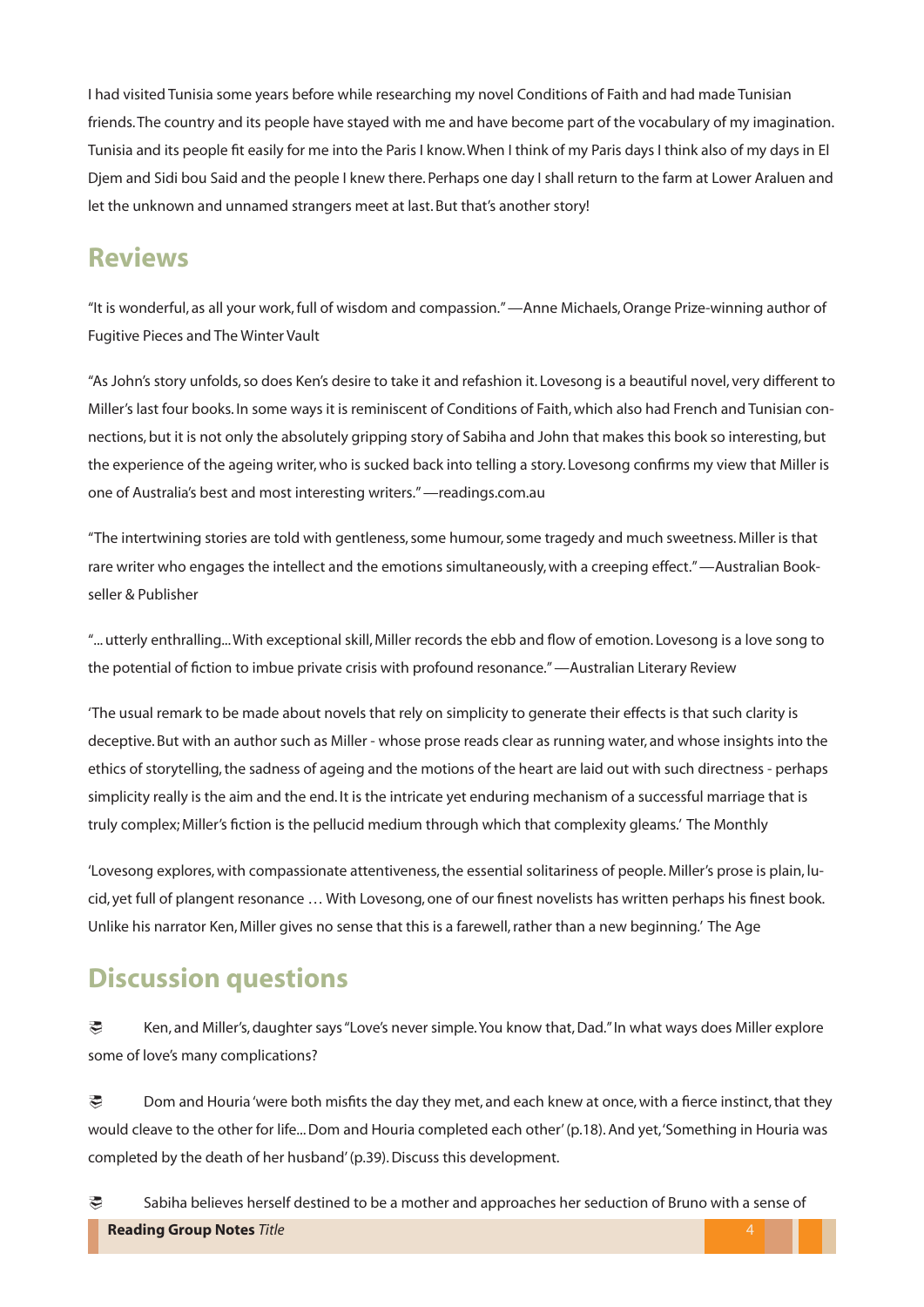I had visited Tunisia some years before while researching my novel Conditions of Faith and had made Tunisian friends. The country and its people have stayed with me and have become part of the vocabulary of my imagination. Tunisia and its people fit easily for me into the Paris I know. When I think of my Paris days I think also of my days in El Djem and Sidi bou Said and the people I knew there. Perhaps one day I shall return to the farm at Lower Araluen and let the unknown and unnamed strangers meet at last. But that's another story!

## Reviews

"It is wonderful, as all your work, full of wisdom and compassion." —Anne Michaels, Orange Prize-winning author of Fugitive Pieces and The Winter Vault

"As John's story unfolds, so does Ken's desire to take it and refashion it. Lovesong is a beautiful novel, very different to Miller's last four books. In some ways it is reminiscent of Conditions of Faith, which also had French and Tunisian connections, but it is not only the absolutely gripping story of Sabiha and John that makes this book so interesting, but the experience of the ageing writer, who is sucked back into telling a story. Lovesong confirms my view that Miller is one of Australia's best and most interesting writers." —readings.com.au

"The intertwining stories are told with gentleness, some humour, some tragedy and much sweetness. Miller is that rare writer who engages the intellect and the emotions simultaneously, with a creeping effect." —Australian Bookseller & Publisher

"... utterly enthralling... With exceptional skill, Miller records the ebb and flow of emotion. Lovesong is a love song to the potential of fiction to imbue private crisis with profound resonance." —Australian Literary Review

'The usual remark to be made about novels that rely on simplicity to generate their effects is that such clarity is deceptive. But with an author such as Miller - whose prose reads clear as running water, and whose insights into the ethics of storytelling, the sadness of ageing and the motions of the heart are laid out with such directness - perhaps simplicity really is the aim and the end. It is the intricate yet enduring mechanism of a successful marriage that is truly complex; Miller's fiction is the pellucid medium through which that complexity gleams.' The Monthly

'Lovesong explores, with compassionate attentiveness, the essential solitariness of people. Miller's prose is plain, lucid, yet full of plangent resonance … With Lovesong, one of our finest novelists has written perhaps his finest book. Unlike his narrator Ken, Miller gives no sense that this is a farewell, rather than a new beginning.' The Age

## Discussion questions

- Ken, and Miller's, daughter says "Love's never simple. You know that, Dad." In what ways does Miller explore some of love's many complications?

- Dom and Houria 'were both misfits the day they met, and each knew at once, with a fierce instinct, that they would cleave to the other for life... Dom and Houria completed each other' (p.18). And yet, 'Something in Houria was completed by the death of her husband' (p.39). Discuss this development.

- Sabiha believes herself destined to be a mother and approaches her seduction of Bruno with a sense of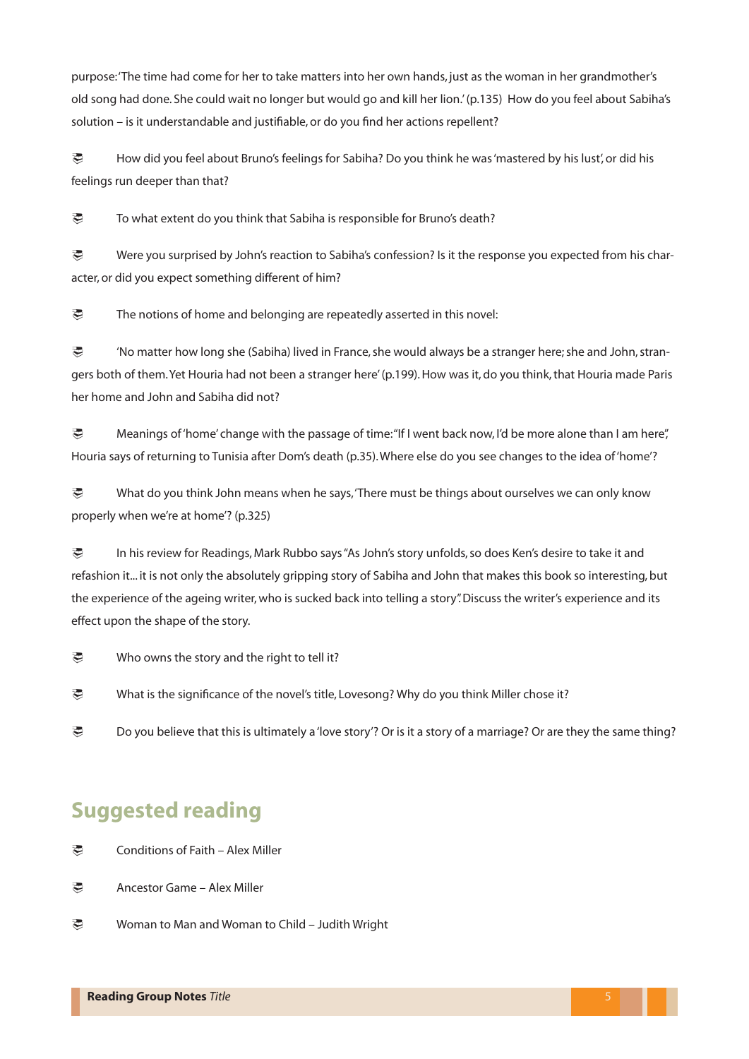purpose: 'The time had come for her to take matters into her own hands, just as the woman in her grandmother's old song had done. She could wait no longer but would go and kill her lion.' (p.135) How do you feel about Sabiha's solution – is it understandable and justifiable, or do you find her actions repellent?

- How did you feel about Bruno's feelings for Sabiha? Do you think he was 'mastered by his lust', or did his feelings run deeper than that?

- To what extent do you think that Sabiha is responsible for Bruno's death?

- Were you surprised by John's reaction to Sabiha's confession? Is it the response you expected from his character, or did you expect something different of him?

- The notions of home and belonging are repeatedly asserted in this novel:

- 'No matter how long she (Sabiha) lived in France, she would always be a stranger here; she and John, strangers both of them. Yet Houria had not been a stranger here' (p.199). How was it, do you think, that Houria made Paris her home and John and Sabiha did not?

- Meanings of 'home' change with the passage of time: "If I went back now, I'd be more alone than I am here", Houria says of returning to Tunisia after Dom's death (p.35). Where else do you see changes to the idea of 'home'?

- What do you think John means when he says, 'There must be things about ourselves we can only know properly when we're at home'? (p.325)

- In his review for Readings, Mark Rubbo says "As John's story unfolds, so does Ken's desire to take it and refashion it... it is not only the absolutely gripping story of Sabiha and John that makes this book so interesting, but the experience of the ageing writer, who is sucked back into telling a story". Discuss the writer's experience and its effect upon the shape of the story.

- Who owns the story and the right to tell it?

- What is the significance of the novel's title, Lovesong? Why do you think Miller chose it?

- Do you believe that this is ultimately a 'love story'? Or is it a story of a marriage? Or are they the same thing?

## Suggested reading

- Conditions of Faith – Alex Miller
- Ancestor Game – Alex Miller
- Woman to Man and Woman to Child – Judith Wright